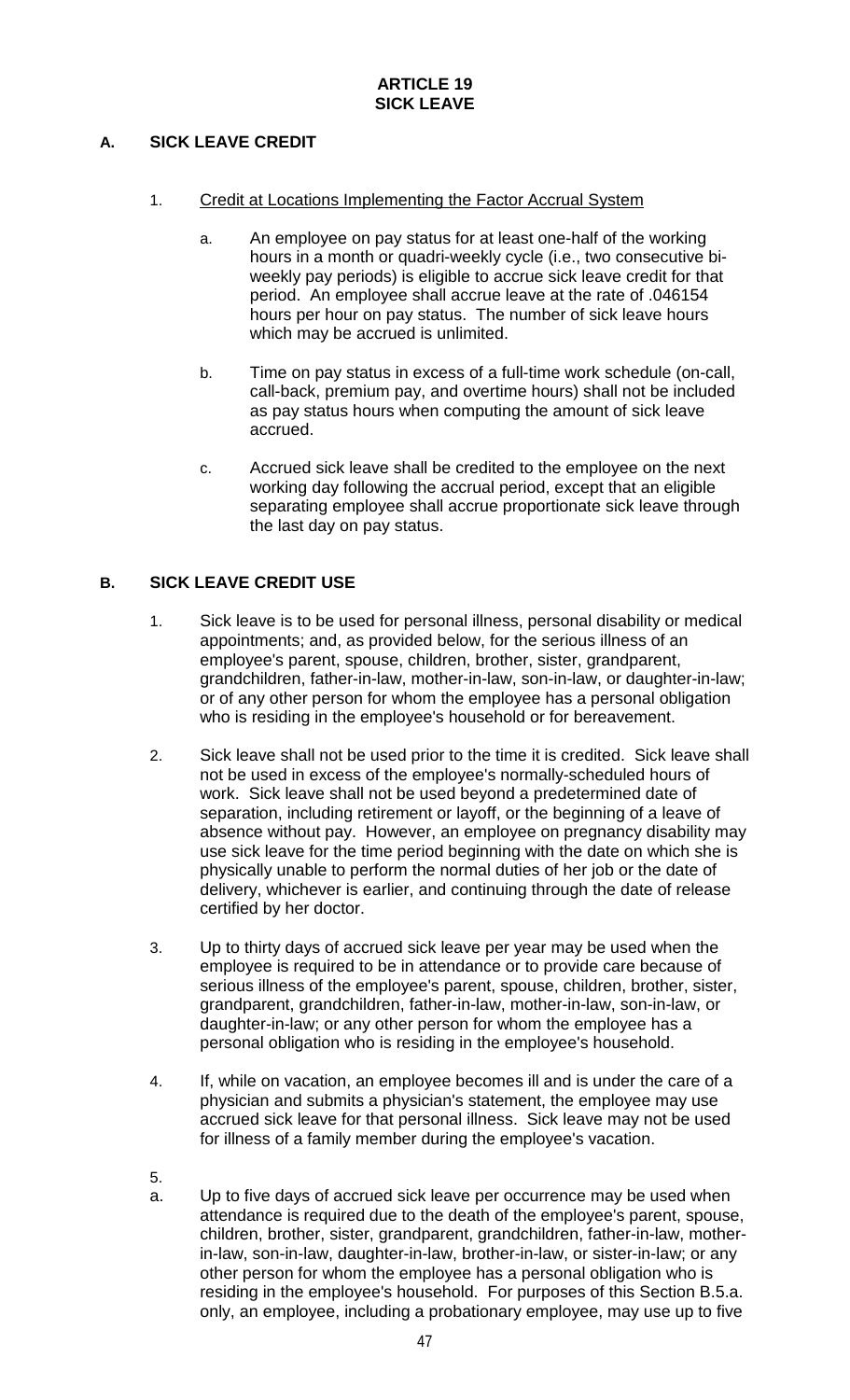# ARTICLE 19
# SICK LEAVE

## A. SICK LEAVE CREDIT

1. Credit at Locations Implementing the Factor Accrual System

   a. An employee on pay status for at least one-half of the working hours in a month or quadri-weekly cycle (i.e., two consecutive bi-weekly pay periods) is eligible to accrue sick leave credit for that period. An employee shall accrue leave at the rate of .046154 hours per hour on pay status. The number of sick leave hours which may be accrued is unlimited.

   b. Time on pay status in excess of a full-time work schedule (on-call, call-back, premium pay, and overtime hours) shall not be included as pay status hours when computing the amount of sick leave accrued.

   c. Accrued sick leave shall be credited to the employee on the next working day following the accrual period, except that an eligible separating employee shall accrue proportionate sick leave through the last day on pay status.

## B. SICK LEAVE CREDIT USE

1. Sick leave is to be used for personal illness, personal disability or medical appointments; and, as provided below, for the serious illness of an employee's parent, spouse, children, brother, sister, grandparent, grandchildren, father-in-law, mother-in-law, son-in-law, or daughter-in-law; or of any other person for whom the employee has a personal obligation who is residing in the employee's household or for bereavement.

2. Sick leave shall not be used prior to the time it is credited. Sick leave shall not be used in excess of the employee's normally-scheduled hours of work. Sick leave shall not be used beyond a predetermined date of separation, including retirement or layoff, or the beginning of a leave of absence without pay. However, an employee on pregnancy disability may use sick leave for the time period beginning with the date on which she is physically unable to perform the normal duties of her job or the date of delivery, whichever is earlier, and continuing through the date of release certified by her doctor.

3. Up to thirty days of accrued sick leave per year may be used when the employee is required to be in attendance or to provide care because of serious illness of the employee's parent, spouse, children, brother, sister, grandparent, grandchildren, father-in-law, mother-in-law, son-in-law, or daughter-in-law; or any other person for whom the employee has a personal obligation who is residing in the employee's household.

4. If, while on vacation, an employee becomes ill and is under the care of a physician and submits a physician's statement, the employee may use accrued sick leave for that personal illness. Sick leave may not be used for illness of a family member during the employee's vacation.

5.

   a. Up to five days of accrued sick leave per occurrence may be used when attendance is required due to the death of the employee's parent, spouse, children, brother, sister, grandparent, grandchildren, father-in-law, mother-in-law, son-in-law, daughter-in-law, brother-in-law, or sister-in-law; or any other person for whom the employee has a personal obligation who is residing in the employee's household. For purposes of this Section B.5.a. only, an employee, including a probationary employee, may use up to five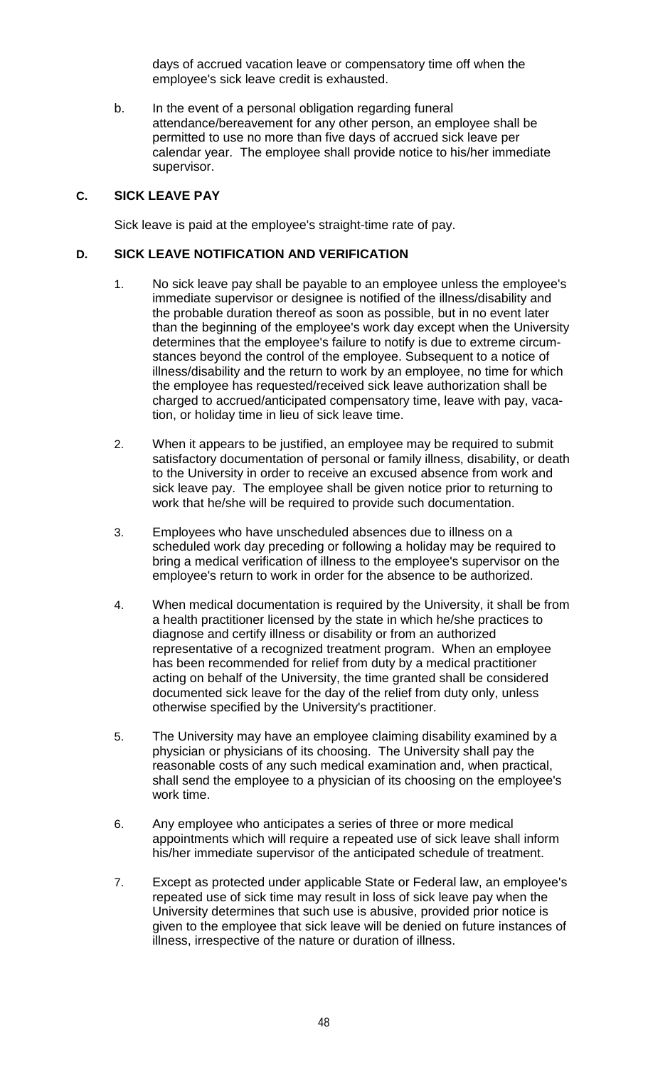days of accrued vacation leave or compensatory time off when the employee's sick leave credit is exhausted.

b. In the event of a personal obligation regarding funeral attendance/bereavement for any other person, an employee shall be permitted to use no more than five days of accrued sick leave per calendar year. The employee shall provide notice to his/her immediate supervisor.

### C. SICK LEAVE PAY

Sick leave is paid at the employee's straight-time rate of pay.

### D. SICK LEAVE NOTIFICATION AND VERIFICATION

1. No sick leave pay shall be payable to an employee unless the employee's immediate supervisor or designee is notified of the illness/disability and the probable duration thereof as soon as possible, but in no event later than the beginning of the employee's work day except when the University determines that the employee's failure to notify is due to extreme circumstances beyond the control of the employee. Subsequent to a notice of illness/disability and the return to work by an employee, no time for which the employee has requested/received sick leave authorization shall be charged to accrued/anticipated compensatory time, leave with pay, vacation, or holiday time in lieu of sick leave time.

2. When it appears to be justified, an employee may be required to submit satisfactory documentation of personal or family illness, disability, or death to the University in order to receive an excused absence from work and sick leave pay. The employee shall be given notice prior to returning to work that he/she will be required to provide such documentation.

3. Employees who have unscheduled absences due to illness on a scheduled work day preceding or following a holiday may be required to bring a medical verification of illness to the employee's supervisor on the employee's return to work in order for the absence to be authorized.

4. When medical documentation is required by the University, it shall be from a health practitioner licensed by the state in which he/she practices to diagnose and certify illness or disability or from an authorized representative of a recognized treatment program. When an employee has been recommended for relief from duty by a medical practitioner acting on behalf of the University, the time granted shall be considered documented sick leave for the day of the relief from duty only, unless otherwise specified by the University's practitioner.

5. The University may have an employee claiming disability examined by a physician or physicians of its choosing. The University shall pay the reasonable costs of any such medical examination and, when practical, shall send the employee to a physician of its choosing on the employee's work time.

6. Any employee who anticipates a series of three or more medical appointments which will require a repeated use of sick leave shall inform his/her immediate supervisor of the anticipated schedule of treatment.

7. Except as protected under applicable State or Federal law, an employee's repeated use of sick time may result in loss of sick leave pay when the University determines that such use is abusive, provided prior notice is given to the employee that sick leave will be denied on future instances of illness, irrespective of the nature or duration of illness.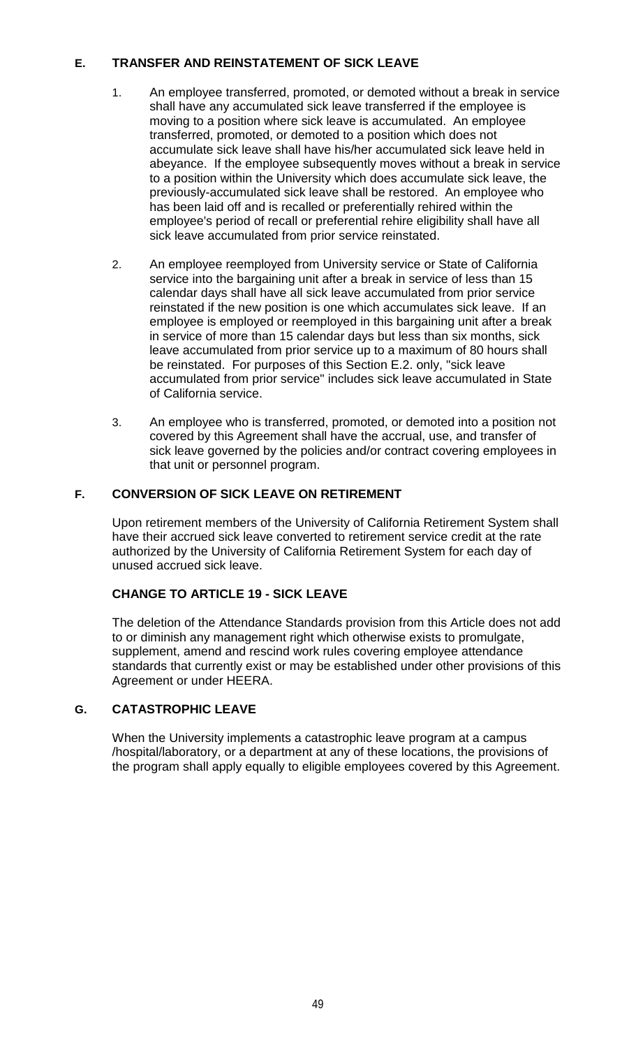## E. TRANSFER AND REINSTATEMENT OF SICK LEAVE

1. An employee transferred, promoted, or demoted without a break in service shall have any accumulated sick leave transferred if the employee is moving to a position where sick leave is accumulated. An employee transferred, promoted, or demoted to a position which does not accumulate sick leave shall have his/her accumulated sick leave held in abeyance. If the employee subsequently moves without a break in service to a position within the University which does accumulate sick leave, the previously-accumulated sick leave shall be restored. An employee who has been laid off and is recalled or preferentially rehired within the employee's period of recall or preferential rehire eligibility shall have all sick leave accumulated from prior service reinstated.

2. An employee reemployed from University service or State of California service into the bargaining unit after a break in service of less than 15 calendar days shall have all sick leave accumulated from prior service reinstated if the new position is one which accumulates sick leave. If an employee is employed or reemployed in this bargaining unit after a break in service of more than 15 calendar days but less than six months, sick leave accumulated from prior service up to a maximum of 80 hours shall be reinstated. For purposes of this Section E.2. only, "sick leave accumulated from prior service" includes sick leave accumulated in State of California service.

3. An employee who is transferred, promoted, or demoted into a position not covered by this Agreement shall have the accrual, use, and transfer of sick leave governed by the policies and/or contract covering employees in that unit or personnel program.

## F. CONVERSION OF SICK LEAVE ON RETIREMENT

Upon retirement members of the University of California Retirement System shall have their accrued sick leave converted to retirement service credit at the rate authorized by the University of California Retirement System for each day of unused accrued sick leave.

### CHANGE TO ARTICLE 19 - SICK LEAVE

The deletion of the Attendance Standards provision from this Article does not add to or diminish any management right which otherwise exists to promulgate, supplement, amend and rescind work rules covering employee attendance standards that currently exist or may be established under other provisions of this Agreement or under HEERA.

## G. CATASTROPHIC LEAVE

When the University implements a catastrophic leave program at a campus /hospital/laboratory, or a department at any of these locations, the provisions of the program shall apply equally to eligible employees covered by this Agreement.